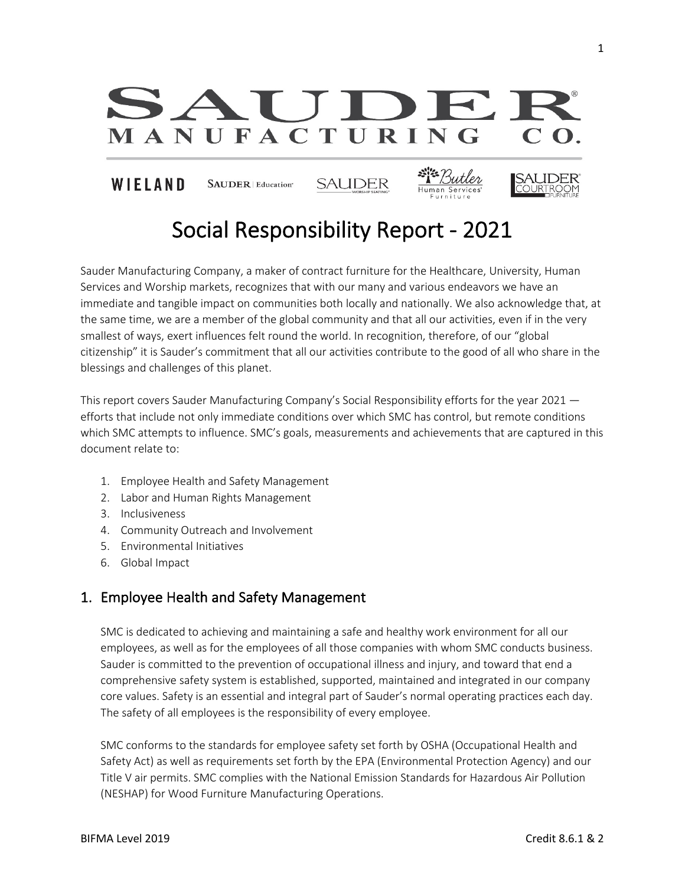# SAUDER MANUFACTURING CO.

WIELAND · SAUDER Education · SAUDER Worship Seating · Butler Human Services Furniture · SAUDER Courtroom Furniture

# Social Responsibility Report - 2021

Sauder Manufacturing Company, a maker of contract furniture for the Healthcare, University, Human Services and Worship markets, recognizes that with our many and various endeavors we have an immediate and tangible impact on communities both locally and nationally. We also acknowledge that, at the same time, we are a member of the global community and that all our activities, even if in the very smallest of ways, exert influences felt round the world. In recognition, therefore, of our "global citizenship" it is Sauder's commitment that all our activities contribute to the good of all who share in the blessings and challenges of this planet.

This report covers Sauder Manufacturing Company's Social Responsibility efforts for the year 2021 — efforts that include not only immediate conditions over which SMC has control, but remote conditions which SMC attempts to influence. SMC's goals, measurements and achievements that are captured in this document relate to:

1. Employee Health and Safety Management
2. Labor and Human Rights Management
3. Inclusiveness
4. Community Outreach and Involvement
5. Environmental Initiatives
6. Global Impact

## 1. Employee Health and Safety Management

SMC is dedicated to achieving and maintaining a safe and healthy work environment for all our employees, as well as for the employees of all those companies with whom SMC conducts business. Sauder is committed to the prevention of occupational illness and injury, and toward that end a comprehensive safety system is established, supported, maintained and integrated in our company core values. Safety is an essential and integral part of Sauder's normal operating practices each day. The safety of all employees is the responsibility of every employee.

SMC conforms to the standards for employee safety set forth by OSHA (Occupational Health and Safety Act) as well as requirements set forth by the EPA (Environmental Protection Agency) and our Title V air permits. SMC complies with the National Emission Standards for Hazardous Air Pollution (NESHAP) for Wood Furniture Manufacturing Operations.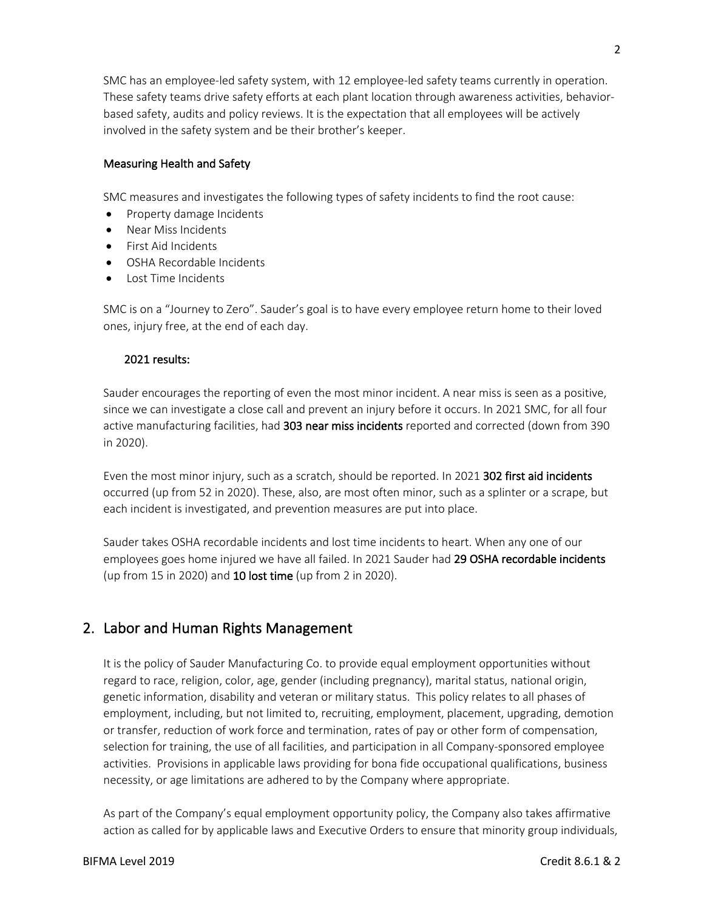SMC has an employee-led safety system, with 12 employee-led safety teams currently in operation. These safety teams drive safety efforts at each plant location through awareness activities, behavior-based safety, audits and policy reviews. It is the expectation that all employees will be actively involved in the safety system and be their brother's keeper.

### Measuring Health and Safety

SMC measures and investigates the following types of safety incidents to find the root cause:

- Property damage Incidents
- Near Miss Incidents
- First Aid Incidents
- OSHA Recordable Incidents
- Lost Time Incidents

SMC is on a "Journey to Zero". Sauder's goal is to have every employee return home to their loved ones, injury free, at the end of each day.

#### 2021 results:

Sauder encourages the reporting of even the most minor incident. A near miss is seen as a positive, since we can investigate a close call and prevent an injury before it occurs. In 2021 SMC, for all four active manufacturing facilities, had **303 near miss incidents** reported and corrected (down from 390 in 2020).

Even the most minor injury, such as a scratch, should be reported. In 2021 **302 first aid incidents** occurred (up from 52 in 2020). These, also, are most often minor, such as a splinter or a scrape, but each incident is investigated, and prevention measures are put into place.

Sauder takes OSHA recordable incidents and lost time incidents to heart. When any one of our employees goes home injured we have all failed. In 2021 Sauder had **29 OSHA recordable incidents** (up from 15 in 2020) and **10 lost time** (up from 2 in 2020).

## 2. Labor and Human Rights Management

It is the policy of Sauder Manufacturing Co. to provide equal employment opportunities without regard to race, religion, color, age, gender (including pregnancy), marital status, national origin, genetic information, disability and veteran or military status. This policy relates to all phases of employment, including, but not limited to, recruiting, employment, placement, upgrading, demotion or transfer, reduction of work force and termination, rates of pay or other form of compensation, selection for training, the use of all facilities, and participation in all Company-sponsored employee activities. Provisions in applicable laws providing for bona fide occupational qualifications, business necessity, or age limitations are adhered to by the Company where appropriate.

As part of the Company's equal employment opportunity policy, the Company also takes affirmative action as called for by applicable laws and Executive Orders to ensure that minority group individuals,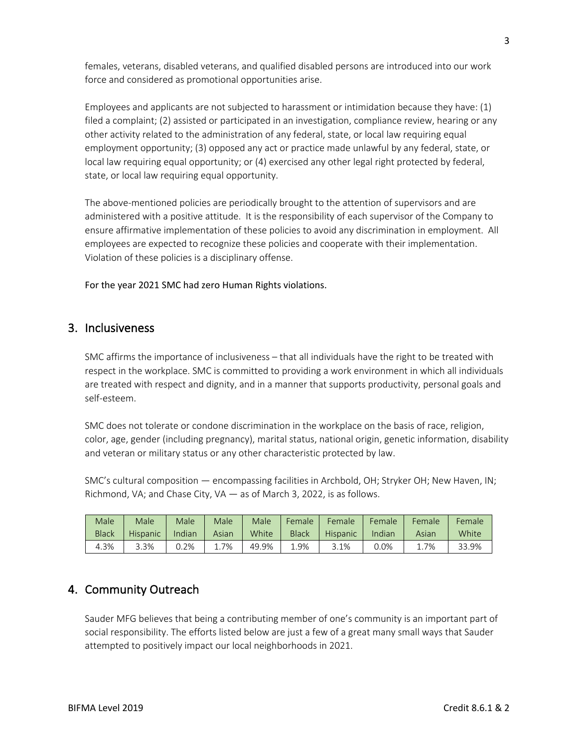females, veterans, disabled veterans, and qualified disabled persons are introduced into our work force and considered as promotional opportunities arise.

Employees and applicants are not subjected to harassment or intimidation because they have: (1) filed a complaint; (2) assisted or participated in an investigation, compliance review, hearing or any other activity related to the administration of any federal, state, or local law requiring equal employment opportunity; (3) opposed any act or practice made unlawful by any federal, state, or local law requiring equal opportunity; or (4) exercised any other legal right protected by federal, state, or local law requiring equal opportunity.

The above-mentioned policies are periodically brought to the attention of supervisors and are administered with a positive attitude. It is the responsibility of each supervisor of the Company to ensure affirmative implementation of these policies to avoid any discrimination in employment. All employees are expected to recognize these policies and cooperate with their implementation. Violation of these policies is a disciplinary offense.

For the year 2021 SMC had zero Human Rights violations.

## 3. Inclusiveness

SMC affirms the importance of inclusiveness – that all individuals have the right to be treated with respect in the workplace. SMC is committed to providing a work environment in which all individuals are treated with respect and dignity, and in a manner that supports productivity, personal goals and self-esteem.

SMC does not tolerate or condone discrimination in the workplace on the basis of race, religion, color, age, gender (including pregnancy), marital status, national origin, genetic information, disability and veteran or military status or any other characteristic protected by law.

SMC's cultural composition — encompassing facilities in Archbold, OH; Stryker OH; New Haven, IN; Richmond, VA; and Chase City, VA — as of March 3, 2022, is as follows.

| Male Black | Male Hispanic | Male Indian | Male Asian | Male White | Female Black | Female Hispanic | Female Indian | Female Asian | Female White |
|---|---|---|---|---|---|---|---|---|---|
| 4.3% | 3.3% | 0.2% | 1.7% | 49.9% | 1.9% | 3.1% | 0.0% | 1.7% | 33.9% |

## 4. Community Outreach

Sauder MFG believes that being a contributing member of one's community is an important part of social responsibility. The efforts listed below are just a few of a great many small ways that Sauder attempted to positively impact our local neighborhoods in 2021.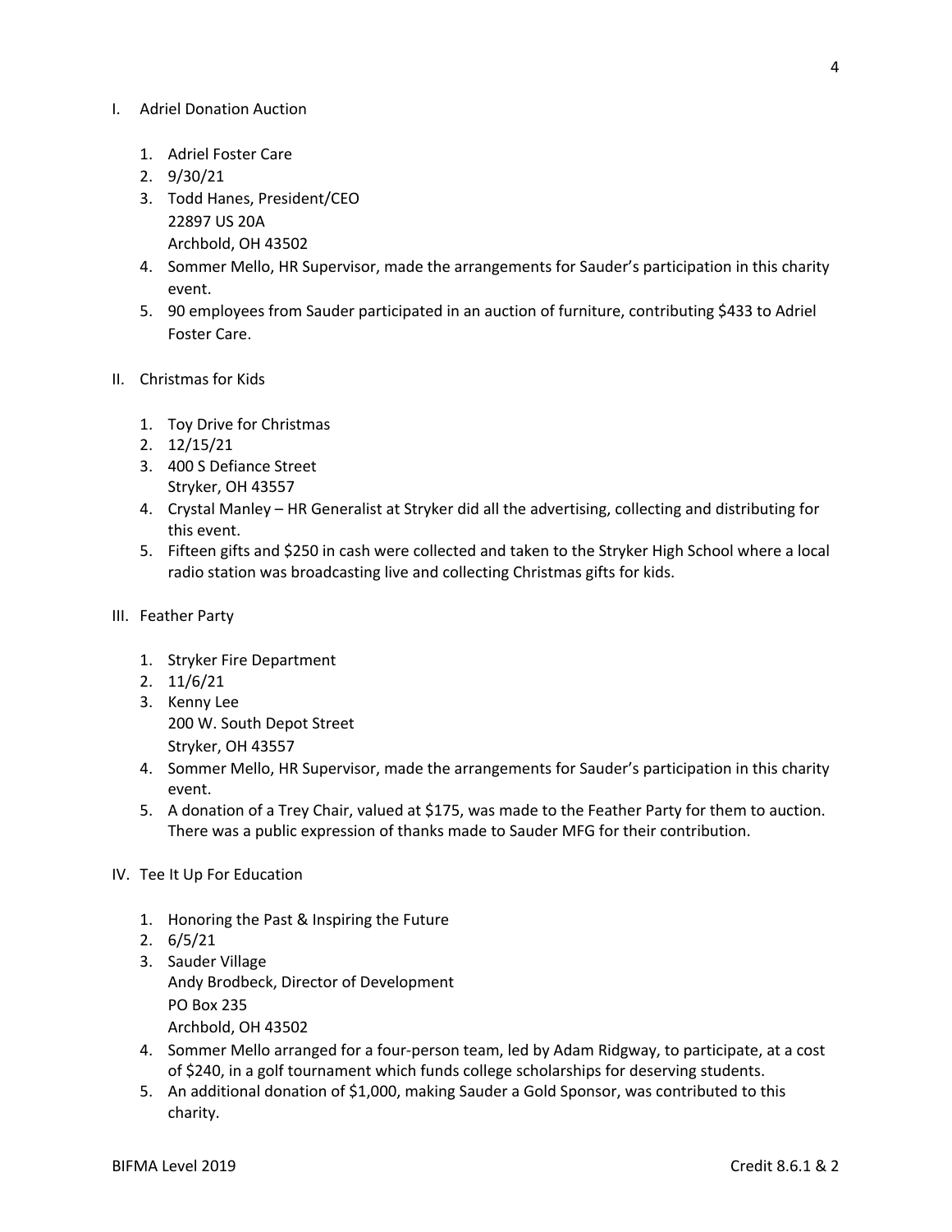I. Adriel Donation Auction

   1. Adriel Foster Care
   2. 9/30/21
   3. Todd Hanes, President/CEO
      22897 US 20A
      Archbold, OH 43502
   4. Sommer Mello, HR Supervisor, made the arrangements for Sauder's participation in this charity event.
   5. 90 employees from Sauder participated in an auction of furniture, contributing $433 to Adriel Foster Care.

II. Christmas for Kids

   1. Toy Drive for Christmas
   2. 12/15/21
   3. 400 S Defiance Street
      Stryker, OH 43557
   4. Crystal Manley – HR Generalist at Stryker did all the advertising, collecting and distributing for this event.
   5. Fifteen gifts and $250 in cash were collected and taken to the Stryker High School where a local radio station was broadcasting live and collecting Christmas gifts for kids.

III. Feather Party

   1. Stryker Fire Department
   2. 11/6/21
   3. Kenny Lee
      200 W. South Depot Street
      Stryker, OH 43557
   4. Sommer Mello, HR Supervisor, made the arrangements for Sauder's participation in this charity event.
   5. A donation of a Trey Chair, valued at $175, was made to the Feather Party for them to auction. There was a public expression of thanks made to Sauder MFG for their contribution.

IV. Tee It Up For Education

   1. Honoring the Past & Inspiring the Future
   2. 6/5/21
   3. Sauder Village
      Andy Brodbeck, Director of Development
      PO Box 235
      Archbold, OH 43502
   4. Sommer Mello arranged for a four-person team, led by Adam Ridgway, to participate, at a cost of $240, in a golf tournament which funds college scholarships for deserving students.
   5. An additional donation of $1,000, making Sauder a Gold Sponsor, was contributed to this charity.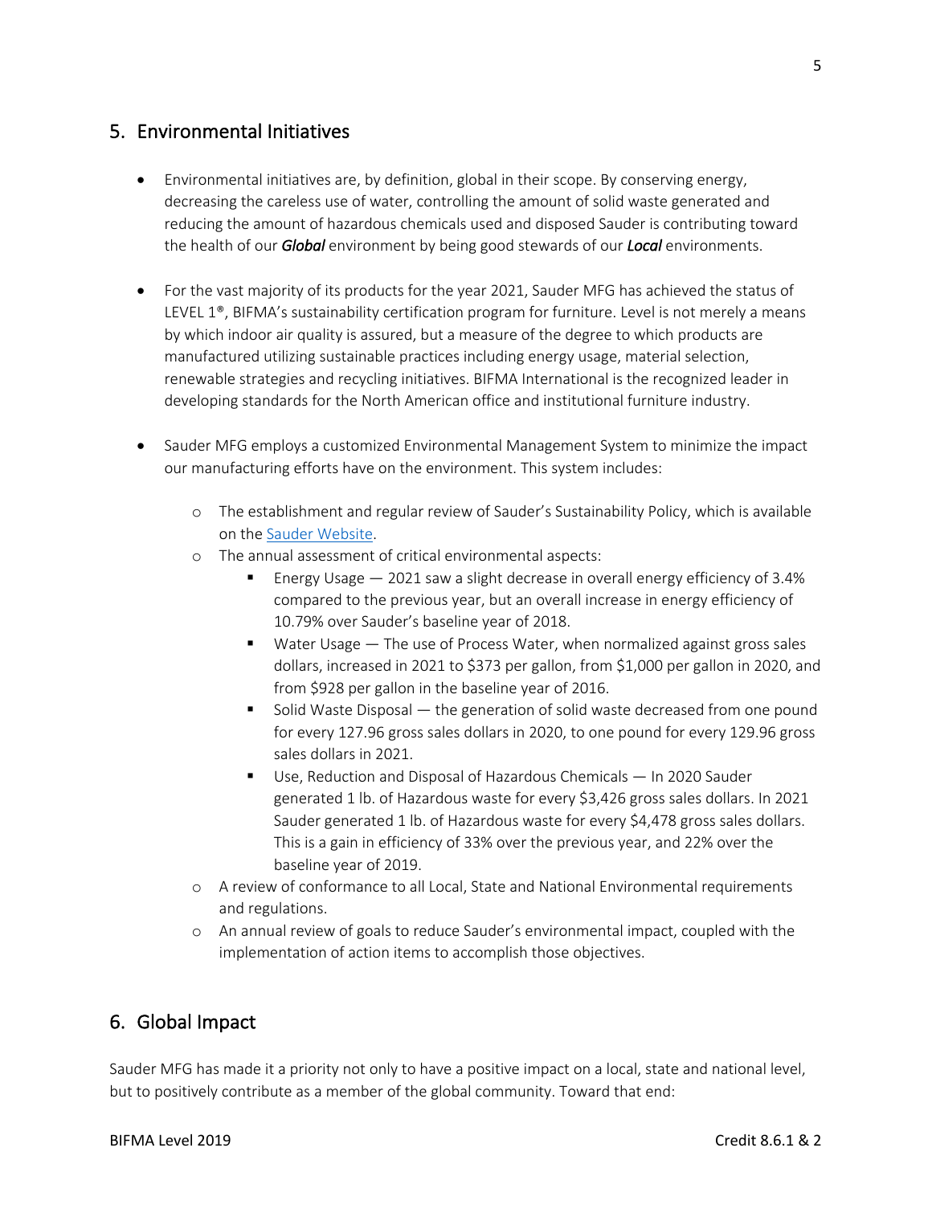## 5. Environmental Initiatives

- Environmental initiatives are, by definition, global in their scope. By conserving energy, decreasing the careless use of water, controlling the amount of solid waste generated and reducing the amount of hazardous chemicals used and disposed Sauder is contributing toward the health of our ***Global*** environment by being good stewards of our ***Local*** environments.

- For the vast majority of its products for the year 2021, Sauder MFG has achieved the status of LEVEL 1®, BIFMA's sustainability certification program for furniture. Level is not merely a means by which indoor air quality is assured, but a measure of the degree to which products are manufactured utilizing sustainable practices including energy usage, material selection, renewable strategies and recycling initiatives. BIFMA International is the recognized leader in developing standards for the North American office and institutional furniture industry.

- Sauder MFG employs a customized Environmental Management System to minimize the impact our manufacturing efforts have on the environment. This system includes:
  - The establishment and regular review of Sauder's Sustainability Policy, which is available on the [Sauder Website](Sauder Website).
  - The annual assessment of critical environmental aspects:
    - Energy Usage — 2021 saw a slight decrease in overall energy efficiency of 3.4% compared to the previous year, but an overall increase in energy efficiency of 10.79% over Sauder's baseline year of 2018.
    - Water Usage — The use of Process Water, when normalized against gross sales dollars, increased in 2021 to $373 per gallon, from $1,000 per gallon in 2020, and from $928 per gallon in the baseline year of 2016.
    - Solid Waste Disposal — the generation of solid waste decreased from one pound for every 127.96 gross sales dollars in 2020, to one pound for every 129.96 gross sales dollars in 2021.
    - Use, Reduction and Disposal of Hazardous Chemicals — In 2020 Sauder generated 1 lb. of Hazardous waste for every $3,426 gross sales dollars. In 2021 Sauder generated 1 lb. of Hazardous waste for every $4,478 gross sales dollars. This is a gain in efficiency of 33% over the previous year, and 22% over the baseline year of 2019.
  - A review of conformance to all Local, State and National Environmental requirements and regulations.
  - An annual review of goals to reduce Sauder's environmental impact, coupled with the implementation of action items to accomplish those objectives.

## 6. Global Impact

Sauder MFG has made it a priority not only to have a positive impact on a local, state and national level, but to positively contribute as a member of the global community. Toward that end: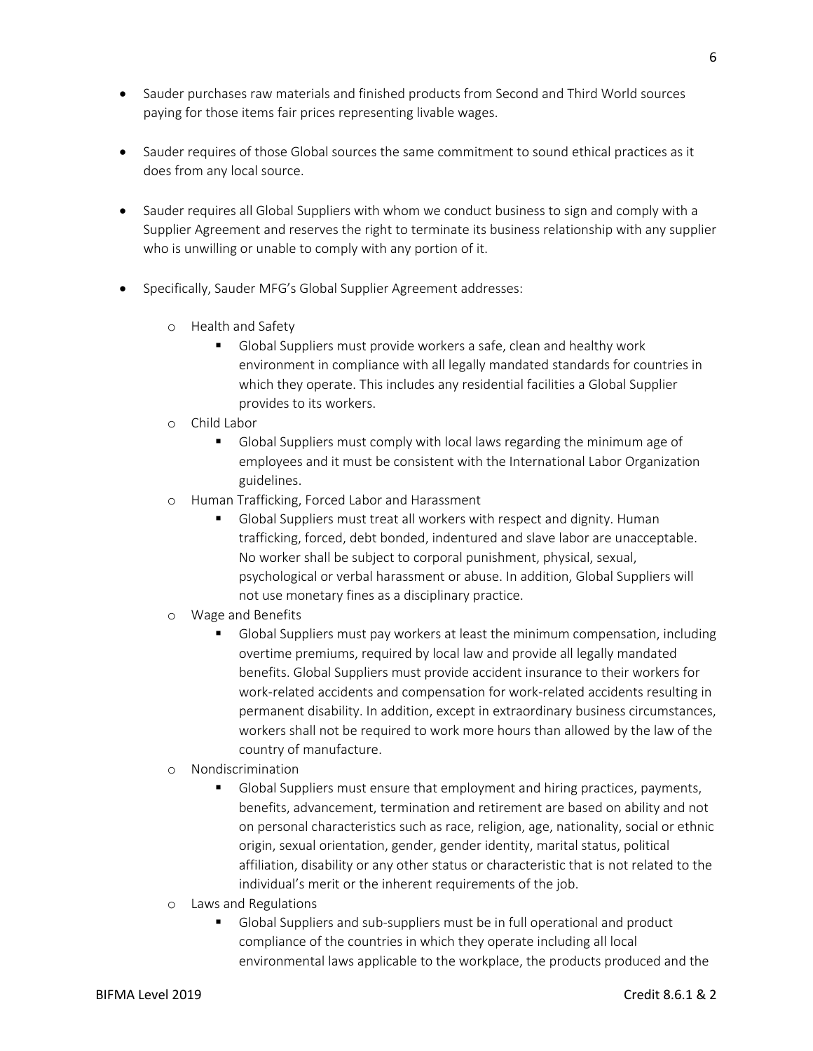- Sauder purchases raw materials and finished products from Second and Third World sources paying for those items fair prices representing livable wages.

- Sauder requires of those Global sources the same commitment to sound ethical practices as it does from any local source.

- Sauder requires all Global Suppliers with whom we conduct business to sign and comply with a Supplier Agreement and reserves the right to terminate its business relationship with any supplier who is unwilling or unable to comply with any portion of it.

- Specifically, Sauder MFG's Global Supplier Agreement addresses:
  - Health and Safety
    - Global Suppliers must provide workers a safe, clean and healthy work environment in compliance with all legally mandated standards for countries in which they operate. This includes any residential facilities a Global Supplier provides to its workers.
  - Child Labor
    - Global Suppliers must comply with local laws regarding the minimum age of employees and it must be consistent with the International Labor Organization guidelines.
  - Human Trafficking, Forced Labor and Harassment
    - Global Suppliers must treat all workers with respect and dignity. Human trafficking, forced, debt bonded, indentured and slave labor are unacceptable. No worker shall be subject to corporal punishment, physical, sexual, psychological or verbal harassment or abuse. In addition, Global Suppliers will not use monetary fines as a disciplinary practice.
  - Wage and Benefits
    - Global Suppliers must pay workers at least the minimum compensation, including overtime premiums, required by local law and provide all legally mandated benefits. Global Suppliers must provide accident insurance to their workers for work-related accidents and compensation for work-related accidents resulting in permanent disability. In addition, except in extraordinary business circumstances, workers shall not be required to work more hours than allowed by the law of the country of manufacture.
  - Nondiscrimination
    - Global Suppliers must ensure that employment and hiring practices, payments, benefits, advancement, termination and retirement are based on ability and not on personal characteristics such as race, religion, age, nationality, social or ethnic origin, sexual orientation, gender, gender identity, marital status, political affiliation, disability or any other status or characteristic that is not related to the individual's merit or the inherent requirements of the job.
  - Laws and Regulations
    - Global Suppliers and sub-suppliers must be in full operational and product compliance of the countries in which they operate including all local environmental laws applicable to the workplace, the products produced and the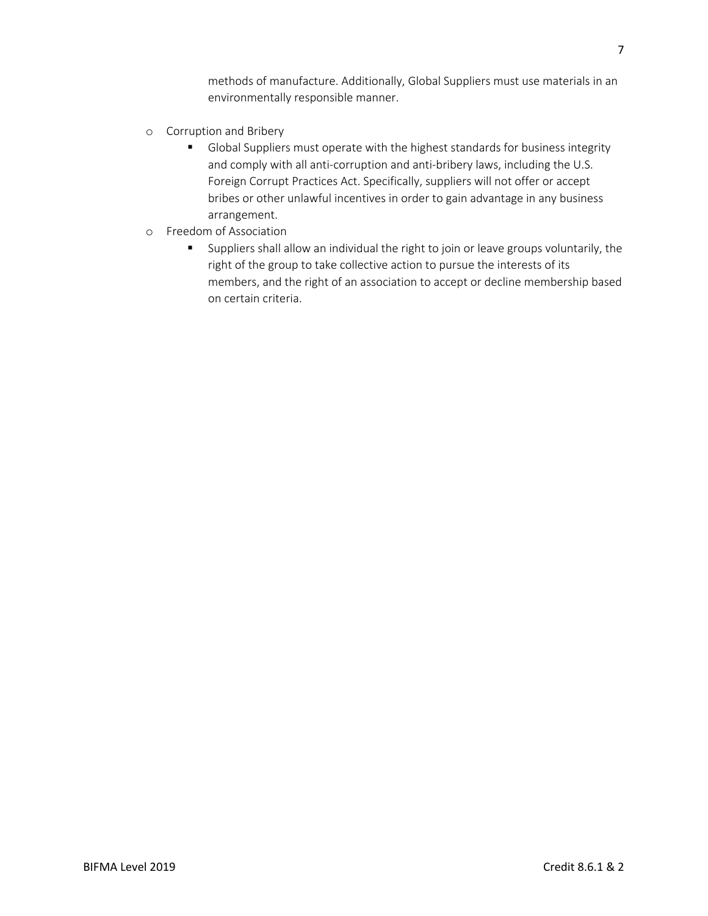methods of manufacture. Additionally, Global Suppliers must use materials in an environmentally responsible manner.

- Corruption and Bribery
  - Global Suppliers must operate with the highest standards for business integrity and comply with all anti-corruption and anti-bribery laws, including the U.S. Foreign Corrupt Practices Act. Specifically, suppliers will not offer or accept bribes or other unlawful incentives in order to gain advantage in any business arrangement.
- Freedom of Association
  - Suppliers shall allow an individual the right to join or leave groups voluntarily, the right of the group to take collective action to pursue the interests of its members, and the right of an association to accept or decline membership based on certain criteria.